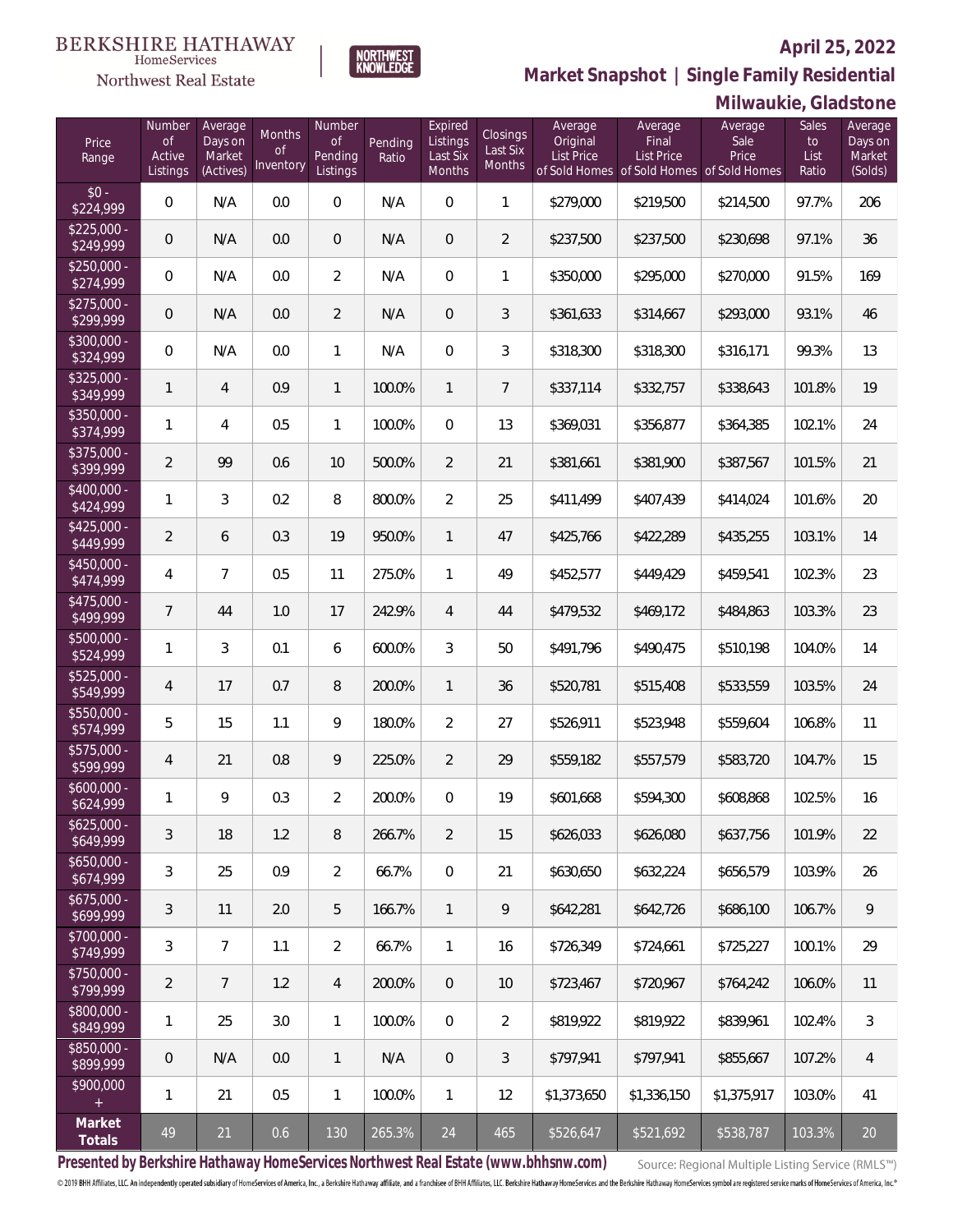BERKSHIRE HATHAWAY HomeServices Northwest Real Estate

NORTHWEST KNOWLEDGE

**April 25, 2022**

## Market Snapshot | Single Family Residential

### Milwaukie, Gladstone

| Price Range | Number of Active Listings | Average Days on Market (Actives) | Months of Inventory | Number of Pending Listings | Pending Ratio | Expired Listings Last Six Months | Closings Last Six Months | Average Original List Price of Sold Homes | Average Final List Price of Sold Homes | Average Sale Price of Sold Homes | Sales to List Ratio | Average Days on Market (Solds) |
|---|---|---|---|---|---|---|---|---|---|---|---|---|
| $0 - $224,999 | 0 | N/A | 0.0 | 0 | N/A | 0 | 1 | $279,000 | $219,500 | $214,500 | 97.7% | 206 |
| $225,000 - $249,999 | 0 | N/A | 0.0 | 0 | N/A | 0 | 2 | $237,500 | $237,500 | $230,698 | 97.1% | 36 |
| $250,000 - $274,999 | 0 | N/A | 0.0 | 2 | N/A | 0 | 1 | $350,000 | $295,000 | $270,000 | 91.5% | 169 |
| $275,000 - $299,999 | 0 | N/A | 0.0 | 2 | N/A | 0 | 3 | $361,633 | $314,667 | $293,000 | 93.1% | 46 |
| $300,000 - $324,999 | 0 | N/A | 0.0 | 1 | N/A | 0 | 3 | $318,300 | $318,300 | $316,171 | 99.3% | 13 |
| $325,000 - $349,999 | 1 | 4 | 0.9 | 1 | 100.0% | 1 | 7 | $337,114 | $332,757 | $338,643 | 101.8% | 19 |
| $350,000 - $374,999 | 1 | 4 | 0.5 | 1 | 100.0% | 0 | 13 | $369,031 | $356,877 | $364,385 | 102.1% | 24 |
| $375,000 - $399,999 | 2 | 99 | 0.6 | 10 | 500.0% | 2 | 21 | $381,661 | $381,900 | $387,567 | 101.5% | 21 |
| $400,000 - $424,999 | 1 | 3 | 0.2 | 8 | 800.0% | 2 | 25 | $411,499 | $407,439 | $414,024 | 101.6% | 20 |
| $425,000 - $449,999 | 2 | 6 | 0.3 | 19 | 950.0% | 1 | 47 | $425,766 | $422,289 | $435,255 | 103.1% | 14 |
| $450,000 - $474,999 | 4 | 7 | 0.5 | 11 | 275.0% | 1 | 49 | $452,577 | $449,429 | $459,541 | 102.3% | 23 |
| $475,000 - $499,999 | 7 | 44 | 1.0 | 17 | 242.9% | 4 | 44 | $479,532 | $469,172 | $484,863 | 103.3% | 23 |
| $500,000 - $524,999 | 1 | 3 | 0.1 | 6 | 600.0% | 3 | 50 | $491,796 | $490,475 | $510,198 | 104.0% | 14 |
| $525,000 - $549,999 | 4 | 17 | 0.7 | 8 | 200.0% | 1 | 36 | $520,781 | $515,408 | $533,559 | 103.5% | 24 |
| $550,000 - $574,999 | 5 | 15 | 1.1 | 9 | 180.0% | 2 | 27 | $526,911 | $523,948 | $559,604 | 106.8% | 11 |
| $575,000 - $599,999 | 4 | 21 | 0.8 | 9 | 225.0% | 2 | 29 | $559,182 | $557,579 | $583,720 | 104.7% | 15 |
| $600,000 - $624,999 | 1 | 9 | 0.3 | 2 | 200.0% | 0 | 19 | $601,668 | $594,300 | $608,868 | 102.5% | 16 |
| $625,000 - $649,999 | 3 | 18 | 1.2 | 8 | 266.7% | 2 | 15 | $626,033 | $626,080 | $637,756 | 101.9% | 22 |
| $650,000 - $674,999 | 3 | 25 | 0.9 | 2 | 66.7% | 0 | 21 | $630,650 | $632,224 | $656,579 | 103.9% | 26 |
| $675,000 - $699,999 | 3 | 11 | 2.0 | 5 | 166.7% | 1 | 9 | $642,281 | $642,726 | $686,100 | 106.7% | 9 |
| $700,000 - $749,999 | 3 | 7 | 1.1 | 2 | 66.7% | 1 | 16 | $726,349 | $724,661 | $725,227 | 100.1% | 29 |
| $750,000 - $799,999 | 2 | 7 | 1.2 | 4 | 200.0% | 0 | 10 | $723,467 | $720,967 | $764,242 | 106.0% | 11 |
| $800,000 - $849,999 | 1 | 25 | 3.0 | 1 | 100.0% | 0 | 2 | $819,922 | $819,922 | $839,961 | 102.4% | 3 |
| $850,000 - $899,999 | 0 | N/A | 0.0 | 1 | N/A | 0 | 3 | $797,941 | $797,941 | $855,667 | 107.2% | 4 |
| $900,000 + | 1 | 21 | 0.5 | 1 | 100.0% | 1 | 12 | $1,373,650 | $1,336,150 | $1,375,917 | 103.0% | 41 |
| **Market Totals** | 49 | 21 | 0.6 | 130 | 265.3% | 24 | 465 | $526,647 | $521,692 | $538,787 | 103.3% | 20 |

**Presented by Berkshire Hathaway HomeServices Northwest Real Estate (www.bhhsnw.com)**

Source: Regional Multiple Listing Service (RMLS™)

© 2019 BHH Affiliates, LLC. An independently operated subsidiary of HomeServices of America, Inc., a Berkshire Hathaway affiliate, and a franchisee of BHH Affiliates, LLC. Berkshire Hathaway HomeServices and the Berkshire Hathaway HomeServices symbol are registered service marks of HomeServices of America, Inc.®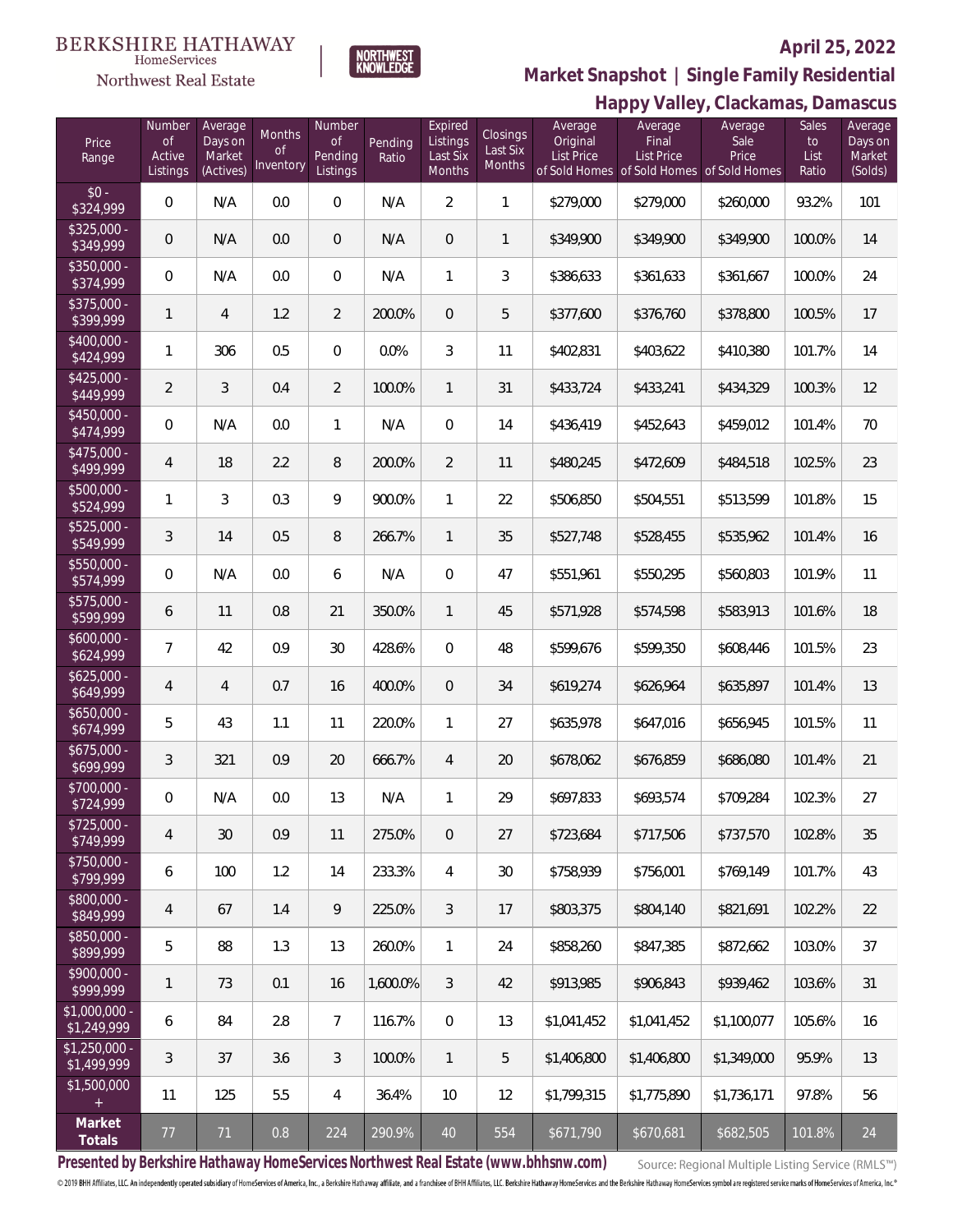BERKSHIRE HATHAWAY HomeServices Northwest Real Estate

NORTHWEST KNOWLEDGE

# April 25, 2022

## Market Snapshot | Single Family Residential

## Happy Valley, Clackamas, Damascus

| Price Range | Number of Active Listings | Average Days on Market (Actives) | Months of Inventory | Number of Pending Listings | Pending Ratio | Expired Listings Last Six Months | Closings Last Six Months | Average Original List Price of Sold Homes | Average Final List Price of Sold Homes | Average Sale Price of Sold Homes | Sales to List Ratio | Average Days on Market (Solds) |
|---|---|---|---|---|---|---|---|---|---|---|---|---|
| $0 - $324,999 | 0 | N/A | 0.0 | 0 | N/A | 2 | 1 | $279,000 | $279,000 | $260,000 | 93.2% | 101 |
| $325,000 - $349,999 | 0 | N/A | 0.0 | 0 | N/A | 0 | 1 | $349,900 | $349,900 | $349,900 | 100.0% | 14 |
| $350,000 - $374,999 | 0 | N/A | 0.0 | 0 | N/A | 1 | 3 | $386,633 | $361,633 | $361,667 | 100.0% | 24 |
| $375,000 - $399,999 | 1 | 4 | 1.2 | 2 | 200.0% | 0 | 5 | $377,600 | $376,760 | $378,800 | 100.5% | 17 |
| $400,000 - $424,999 | 1 | 306 | 0.5 | 0 | 0.0% | 3 | 11 | $402,831 | $403,622 | $410,380 | 101.7% | 14 |
| $425,000 - $449,999 | 2 | 3 | 0.4 | 2 | 100.0% | 1 | 31 | $433,724 | $433,241 | $434,329 | 100.3% | 12 |
| $450,000 - $474,999 | 0 | N/A | 0.0 | 1 | N/A | 0 | 14 | $436,419 | $452,643 | $459,012 | 101.4% | 70 |
| $475,000 - $499,999 | 4 | 18 | 2.2 | 8 | 200.0% | 2 | 11 | $480,245 | $472,609 | $484,518 | 102.5% | 23 |
| $500,000 - $524,999 | 1 | 3 | 0.3 | 9 | 900.0% | 1 | 22 | $506,850 | $504,551 | $513,599 | 101.8% | 15 |
| $525,000 - $549,999 | 3 | 14 | 0.5 | 8 | 266.7% | 1 | 35 | $527,748 | $528,455 | $535,962 | 101.4% | 16 |
| $550,000 - $574,999 | 0 | N/A | 0.0 | 6 | N/A | 0 | 47 | $551,961 | $550,295 | $560,803 | 101.9% | 11 |
| $575,000 - $599,999 | 6 | 11 | 0.8 | 21 | 350.0% | 1 | 45 | $571,928 | $574,598 | $583,913 | 101.6% | 18 |
| $600,000 - $624,999 | 7 | 42 | 0.9 | 30 | 428.6% | 0 | 48 | $599,676 | $599,350 | $608,446 | 101.5% | 23 |
| $625,000 - $649,999 | 4 | 4 | 0.7 | 16 | 400.0% | 0 | 34 | $619,274 | $626,964 | $635,897 | 101.4% | 13 |
| $650,000 - $674,999 | 5 | 43 | 1.1 | 11 | 220.0% | 1 | 27 | $635,978 | $647,016 | $656,945 | 101.5% | 11 |
| $675,000 - $699,999 | 3 | 321 | 0.9 | 20 | 666.7% | 4 | 20 | $678,062 | $676,859 | $686,080 | 101.4% | 21 |
| $700,000 - $724,999 | 0 | N/A | 0.0 | 13 | N/A | 1 | 29 | $697,833 | $693,574 | $709,284 | 102.3% | 27 |
| $725,000 - $749,999 | 4 | 30 | 0.9 | 11 | 275.0% | 0 | 27 | $723,684 | $717,506 | $737,570 | 102.8% | 35 |
| $750,000 - $799,999 | 6 | 100 | 1.2 | 14 | 233.3% | 4 | 30 | $758,939 | $756,001 | $769,149 | 101.7% | 43 |
| $800,000 - $849,999 | 4 | 67 | 1.4 | 9 | 225.0% | 3 | 17 | $803,375 | $804,140 | $821,691 | 102.2% | 22 |
| $850,000 - $899,999 | 5 | 88 | 1.3 | 13 | 260.0% | 1 | 24 | $858,260 | $847,385 | $872,662 | 103.0% | 37 |
| $900,000 - $999,999 | 1 | 73 | 0.1 | 16 | 1,600.0% | 3 | 42 | $913,985 | $906,843 | $939,462 | 103.6% | 31 |
| $1,000,000 - $1,249,999 | 6 | 84 | 2.8 | 7 | 116.7% | 0 | 13 | $1,041,452 | $1,041,452 | $1,100,077 | 105.6% | 16 |
| $1,250,000 - $1,499,999 | 3 | 37 | 3.6 | 3 | 100.0% | 1 | 5 | $1,406,800 | $1,406,800 | $1,349,000 | 95.9% | 13 |
| $1,500,000 + | 11 | 125 | 5.5 | 4 | 36.4% | 10 | 12 | $1,799,315 | $1,775,890 | $1,736,171 | 97.8% | 56 |
| **Market Totals** | 77 | 71 | 0.8 | 224 | 290.9% | 40 | 554 | $671,790 | $670,681 | $682,505 | 101.8% | 24 |

**Presented by Berkshire Hathaway HomeServices Northwest Real Estate (www.bhhsnw.com)**

Source: Regional Multiple Listing Service (RMLS™)

© 2019 BHH Affiliates, LLC. An independently operated subsidiary of HomeServices of America, Inc., a Berkshire Hathaway affiliate, and a franchisee of BHH Affiliates, LLC. Berkshire Hathaway HomeServices and the Berkshire Hathaway HomeServices symbol are registered service marks of HomeServices of America, Inc.®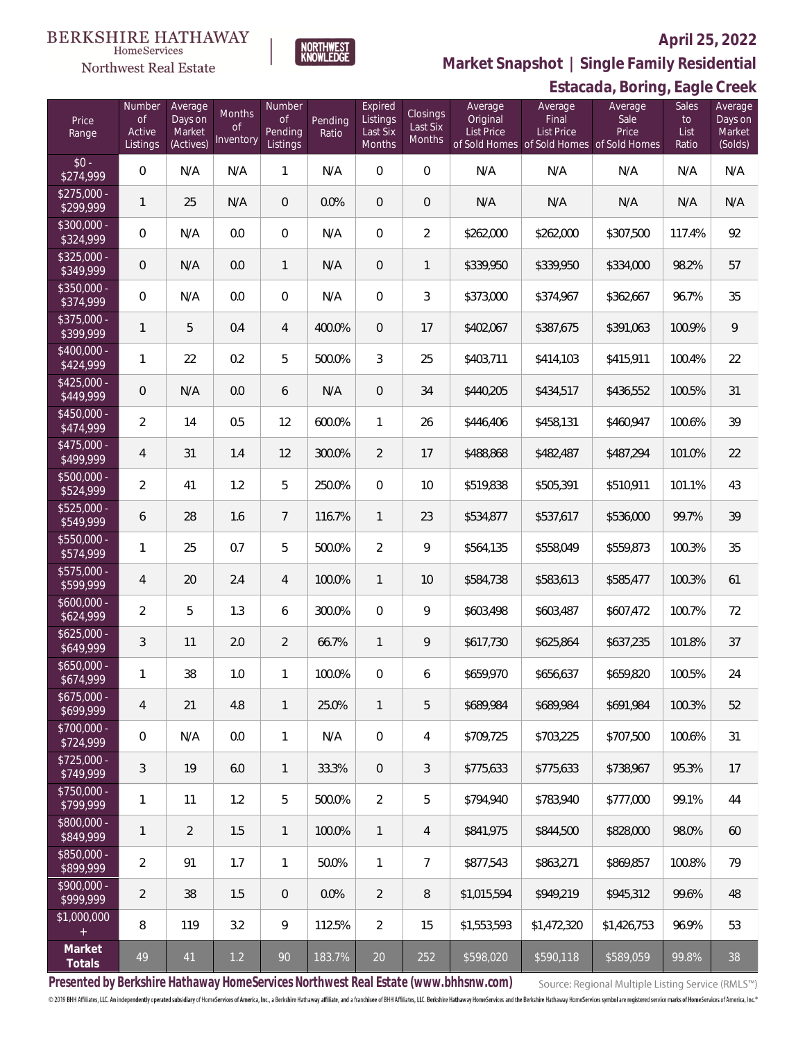BERKSHIRE HATHAWAY HomeServices Northwest Real Estate

NORTHWEST KNOWLEDGE

**April 25, 2022**

**Market Snapshot | Single Family Residential**

**Estacada, Boring, Eagle Creek**

| Price Range | Number of Active Listings | Average Days on Market (Actives) | Months of Inventory | Number of Pending Listings | Pending Ratio | Expired Listings Last Six Months | Closings Last Six Months | Average Original List Price of Sold Homes | Average Final List Price of Sold Homes | Average Sale Price of Sold Homes | Sales to List Ratio | Average Days on Market (Solds) |
|---|---|---|---|---|---|---|---|---|---|---|---|---|
| $0 - $274,999 | 0 | N/A | N/A | 1 | N/A | 0 | 0 | N/A | N/A | N/A | N/A | N/A |
| $275,000 - $299,999 | 1 | 25 | N/A | 0 | 0.0% | 0 | 0 | N/A | N/A | N/A | N/A | N/A |
| $300,000 - $324,999 | 0 | N/A | 0.0 | 0 | N/A | 0 | 2 | $262,000 | $262,000 | $307,500 | 117.4% | 92 |
| $325,000 - $349,999 | 0 | N/A | 0.0 | 1 | N/A | 0 | 1 | $339,950 | $339,950 | $334,000 | 98.2% | 57 |
| $350,000 - $374,999 | 0 | N/A | 0.0 | 0 | N/A | 0 | 3 | $373,000 | $374,967 | $362,667 | 96.7% | 35 |
| $375,000 - $399,999 | 1 | 5 | 0.4 | 4 | 400.0% | 0 | 17 | $402,067 | $387,675 | $391,063 | 100.9% | 9 |
| $400,000 - $424,999 | 1 | 22 | 0.2 | 5 | 500.0% | 3 | 25 | $403,711 | $414,103 | $415,911 | 100.4% | 22 |
| $425,000 - $449,999 | 0 | N/A | 0.0 | 6 | N/A | 0 | 34 | $440,205 | $434,517 | $436,552 | 100.5% | 31 |
| $450,000 - $474,999 | 2 | 14 | 0.5 | 12 | 600.0% | 1 | 26 | $446,406 | $458,131 | $460,947 | 100.6% | 39 |
| $475,000 - $499,999 | 4 | 31 | 1.4 | 12 | 300.0% | 2 | 17 | $488,868 | $482,487 | $487,294 | 101.0% | 22 |
| $500,000 - $524,999 | 2 | 41 | 1.2 | 5 | 250.0% | 0 | 10 | $519,838 | $505,391 | $510,911 | 101.1% | 43 |
| $525,000 - $549,999 | 6 | 28 | 1.6 | 7 | 116.7% | 1 | 23 | $534,877 | $537,617 | $536,000 | 99.7% | 39 |
| $550,000 - $574,999 | 1 | 25 | 0.7 | 5 | 500.0% | 2 | 9 | $564,135 | $558,049 | $559,873 | 100.3% | 35 |
| $575,000 - $599,999 | 4 | 20 | 2.4 | 4 | 100.0% | 1 | 10 | $584,738 | $583,613 | $585,477 | 100.3% | 61 |
| $600,000 - $624,999 | 2 | 5 | 1.3 | 6 | 300.0% | 0 | 9 | $603,498 | $603,487 | $607,472 | 100.7% | 72 |
| $625,000 - $649,999 | 3 | 11 | 2.0 | 2 | 66.7% | 1 | 9 | $617,730 | $625,864 | $637,235 | 101.8% | 37 |
| $650,000 - $674,999 | 1 | 38 | 1.0 | 1 | 100.0% | 0 | 6 | $659,970 | $656,637 | $659,820 | 100.5% | 24 |
| $675,000 - $699,999 | 4 | 21 | 4.8 | 1 | 25.0% | 1 | 5 | $689,984 | $689,984 | $691,984 | 100.3% | 52 |
| $700,000 - $724,999 | 0 | N/A | 0.0 | 1 | N/A | 0 | 4 | $709,725 | $703,225 | $707,500 | 100.6% | 31 |
| $725,000 - $749,999 | 3 | 19 | 6.0 | 1 | 33.3% | 0 | 3 | $775,633 | $775,633 | $738,967 | 95.3% | 17 |
| $750,000 - $799,999 | 1 | 11 | 1.2 | 5 | 500.0% | 2 | 5 | $794,940 | $783,940 | $777,000 | 99.1% | 44 |
| $800,000 - $849,999 | 1 | 2 | 1.5 | 1 | 100.0% | 1 | 4 | $841,975 | $844,500 | $828,000 | 98.0% | 60 |
| $850,000 - $899,999 | 2 | 91 | 1.7 | 1 | 50.0% | 1 | 7 | $877,543 | $863,271 | $869,857 | 100.8% | 79 |
| $900,000 - $999,999 | 2 | 38 | 1.5 | 0 | 0.0% | 2 | 8 | $1,015,594 | $949,219 | $945,312 | 99.6% | 48 |
| $1,000,000 + | 8 | 119 | 3.2 | 9 | 112.5% | 2 | 15 | $1,553,593 | $1,472,320 | $1,426,753 | 96.9% | 53 |
| **Market Totals** | 49 | 41 | 1.2 | 90 | 183.7% | 20 | 252 | $598,020 | $590,118 | $589,059 | 99.8% | 38 |

**Presented by Berkshire Hathaway HomeServices Northwest Real Estate (www.bhhsnw.com)**

Source: Regional Multiple Listing Service (RMLS™)

© 2019 BHH Affiliates, LLC. An independently operated subsidiary of HomeServices of America, Inc., a Berkshire Hathaway affiliate, and a franchisee of BHH Affiliates, LLC. Berkshire Hathaway HomeServices and the Berkshire Hathaway HomeServices symbol are registered service marks of HomeServices of America, Inc.®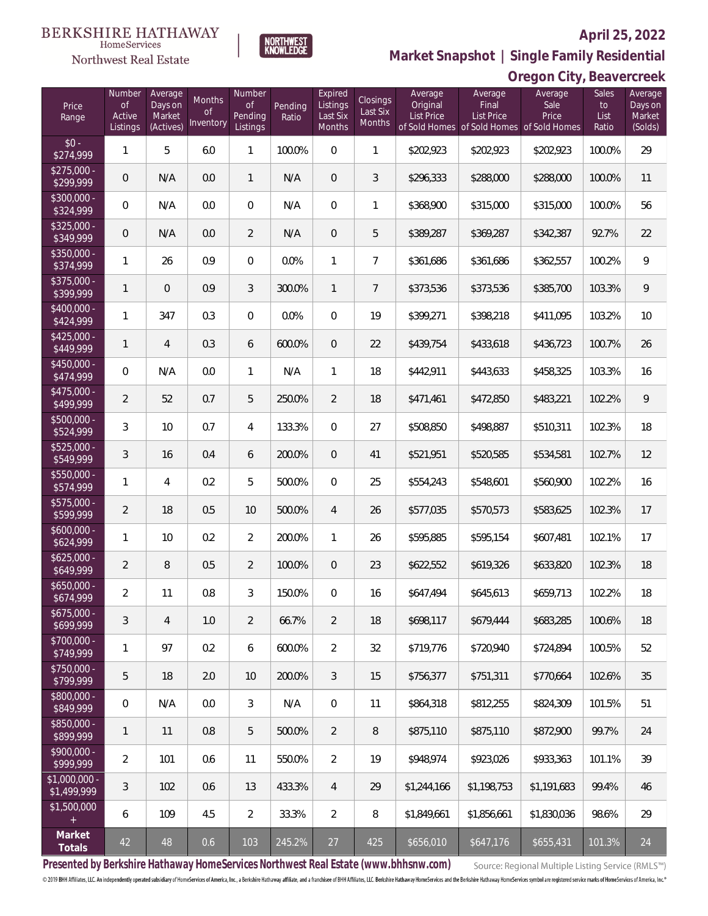BERKSHIRE HATHAWAY HomeServices Northwest Real Estate

NORTHWEST KNOWLEDGE

**April 25, 2022**

## Market Snapshot | Single Family Residential

## Oregon City, Beavercreek

| Price Range | Number of Active Listings | Average Days on Market (Actives) | Months of Inventory | Number of Pending Listings | Pending Ratio | Expired Listings Last Six Months | Closings Last Six Months | Average Original List Price of Sold Homes | Average Final List Price of Sold Homes | Average Sale Price of Sold Homes | Sales to List Ratio | Average Days on Market (Solds) |
|---|---|---|---|---|---|---|---|---|---|---|---|---|
| $0 - $274,999 | 1 | 5 | 6.0 | 1 | 100.0% | 0 | 1 | $202,923 | $202,923 | $202,923 | 100.0% | 29 |
| $275,000 - $299,999 | 0 | N/A | 0.0 | 1 | N/A | 0 | 3 | $296,333 | $288,000 | $288,000 | 100.0% | 11 |
| $300,000 - $324,999 | 0 | N/A | 0.0 | 0 | N/A | 0 | 1 | $368,900 | $315,000 | $315,000 | 100.0% | 56 |
| $325,000 - $349,999 | 0 | N/A | 0.0 | 2 | N/A | 0 | 5 | $389,287 | $369,287 | $342,387 | 92.7% | 22 |
| $350,000 - $374,999 | 1 | 26 | 0.9 | 0 | 0.0% | 1 | 7 | $361,686 | $361,686 | $362,557 | 100.2% | 9 |
| $375,000 - $399,999 | 1 | 0 | 0.9 | 3 | 300.0% | 1 | 7 | $373,536 | $373,536 | $385,700 | 103.3% | 9 |
| $400,000 - $424,999 | 1 | 347 | 0.3 | 0 | 0.0% | 0 | 19 | $399,271 | $398,218 | $411,095 | 103.2% | 10 |
| $425,000 - $449,999 | 1 | 4 | 0.3 | 6 | 600.0% | 0 | 22 | $439,754 | $433,618 | $436,723 | 100.7% | 26 |
| $450,000 - $474,999 | 0 | N/A | 0.0 | 1 | N/A | 1 | 18 | $442,911 | $443,633 | $458,325 | 103.3% | 16 |
| $475,000 - $499,999 | 2 | 52 | 0.7 | 5 | 250.0% | 2 | 18 | $471,461 | $472,850 | $483,221 | 102.2% | 9 |
| $500,000 - $524,999 | 3 | 10 | 0.7 | 4 | 133.3% | 0 | 27 | $508,850 | $498,887 | $510,311 | 102.3% | 18 |
| $525,000 - $549,999 | 3 | 16 | 0.4 | 6 | 200.0% | 0 | 41 | $521,951 | $520,585 | $534,581 | 102.7% | 12 |
| $550,000 - $574,999 | 1 | 4 | 0.2 | 5 | 500.0% | 0 | 25 | $554,243 | $548,601 | $560,900 | 102.2% | 16 |
| $575,000 - $599,999 | 2 | 18 | 0.5 | 10 | 500.0% | 4 | 26 | $577,035 | $570,573 | $583,625 | 102.3% | 17 |
| $600,000 - $624,999 | 1 | 10 | 0.2 | 2 | 200.0% | 1 | 26 | $595,885 | $595,154 | $607,481 | 102.1% | 17 |
| $625,000 - $649,999 | 2 | 8 | 0.5 | 2 | 100.0% | 0 | 23 | $622,552 | $619,326 | $633,820 | 102.3% | 18 |
| $650,000 - $674,999 | 2 | 11 | 0.8 | 3 | 150.0% | 0 | 16 | $647,494 | $645,613 | $659,713 | 102.2% | 18 |
| $675,000 - $699,999 | 3 | 4 | 1.0 | 2 | 66.7% | 2 | 18 | $698,117 | $679,444 | $683,285 | 100.6% | 18 |
| $700,000 - $749,999 | 1 | 97 | 0.2 | 6 | 600.0% | 2 | 32 | $719,776 | $720,940 | $724,894 | 100.5% | 52 |
| $750,000 - $799,999 | 5 | 18 | 2.0 | 10 | 200.0% | 3 | 15 | $756,377 | $751,311 | $770,664 | 102.6% | 35 |
| $800,000 - $849,999 | 0 | N/A | 0.0 | 3 | N/A | 0 | 11 | $864,318 | $812,255 | $824,309 | 101.5% | 51 |
| $850,000 - $899,999 | 1 | 11 | 0.8 | 5 | 500.0% | 2 | 8 | $875,110 | $875,110 | $872,900 | 99.7% | 24 |
| $900,000 - $999,999 | 2 | 101 | 0.6 | 11 | 550.0% | 2 | 19 | $948,974 | $923,026 | $933,363 | 101.1% | 39 |
| $1,000,000 - $1,499,999 | 3 | 102 | 0.6 | 13 | 433.3% | 4 | 29 | $1,244,166 | $1,198,753 | $1,191,683 | 99.4% | 46 |
| $1,500,000 + | 6 | 109 | 4.5 | 2 | 33.3% | 2 | 8 | $1,849,661 | $1,856,661 | $1,830,036 | 98.6% | 29 |
| **Market Totals** | 42 | 48 | 0.6 | 103 | 245.2% | 27 | 425 | $656,010 | $647,176 | $655,431 | 101.3% | 24 |

**Presented by Berkshire Hathaway HomeServices Northwest Real Estate (www.bhhsnw.com)**

Source: Regional Multiple Listing Service (RMLS™)

© 2019 BHH Affiliates, LLC. An independently operated subsidiary of HomeServices of America, Inc., a Berkshire Hathaway affiliate, and a franchisee of BHH Affiliates, LLC. Berkshire Hathaway HomeServices and the Berkshire Hathaway HomeServices symbol are registered service marks of HomeServices of America, Inc.®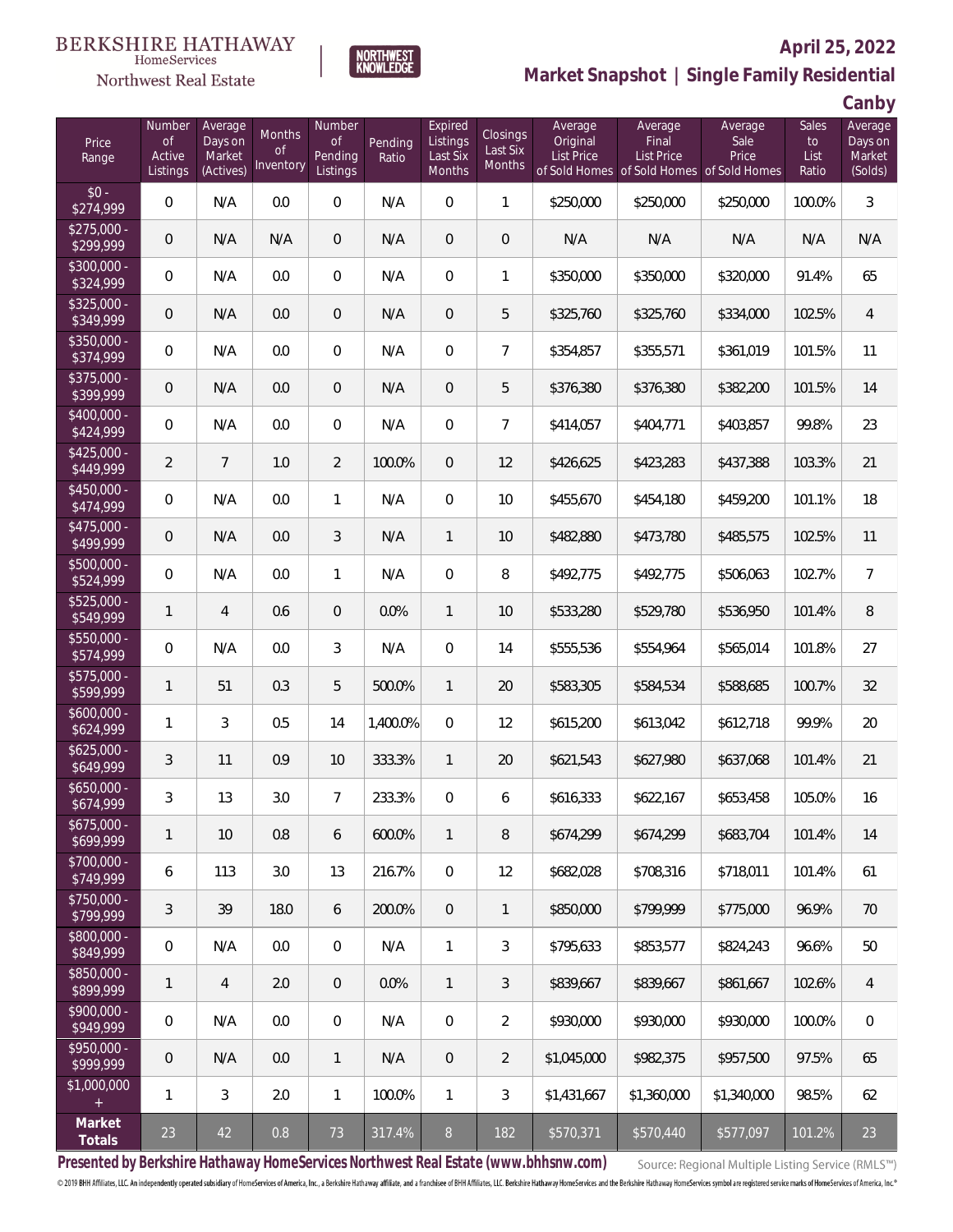BERKSHIRE HATHAWAY HomeServices Northwest Real Estate

NORTHWEST KNOWLEDGE

**April 25, 2022**

**Market Snapshot | Single Family Residential**

**Canby**

| Price Range | Number of Active Listings | Average Days on Market (Actives) | Months of Inventory | Number of Pending Listings | Pending Ratio | Expired Listings Last Six Months | Closings Last Six Months | Average Original List Price of Sold Homes | Average Final List Price of Sold Homes | Average Sale Price of Sold Homes | Sales to List Ratio | Average Days on Market (Solds) |
|---|---|---|---|---|---|---|---|---|---|---|---|---|
| $0 - $274,999 | 0 | N/A | 0.0 | 0 | N/A | 0 | 1 | $250,000 | $250,000 | $250,000 | 100.0% | 3 |
| $275,000 - $299,999 | 0 | N/A | N/A | 0 | N/A | 0 | 0 | N/A | N/A | N/A | N/A | N/A |
| $300,000 - $324,999 | 0 | N/A | 0.0 | 0 | N/A | 0 | 1 | $350,000 | $350,000 | $320,000 | 91.4% | 65 |
| $325,000 - $349,999 | 0 | N/A | 0.0 | 0 | N/A | 0 | 5 | $325,760 | $325,760 | $334,000 | 102.5% | 4 |
| $350,000 - $374,999 | 0 | N/A | 0.0 | 0 | N/A | 0 | 7 | $354,857 | $355,571 | $361,019 | 101.5% | 11 |
| $375,000 - $399,999 | 0 | N/A | 0.0 | 0 | N/A | 0 | 5 | $376,380 | $376,380 | $382,200 | 101.5% | 14 |
| $400,000 - $424,999 | 0 | N/A | 0.0 | 0 | N/A | 0 | 7 | $414,057 | $404,771 | $403,857 | 99.8% | 23 |
| $425,000 - $449,999 | 2 | 7 | 1.0 | 2 | 100.0% | 0 | 12 | $426,625 | $423,283 | $437,388 | 103.3% | 21 |
| $450,000 - $474,999 | 0 | N/A | 0.0 | 1 | N/A | 0 | 10 | $455,670 | $454,180 | $459,200 | 101.1% | 18 |
| $475,000 - $499,999 | 0 | N/A | 0.0 | 3 | N/A | 1 | 10 | $482,880 | $473,780 | $485,575 | 102.5% | 11 |
| $500,000 - $524,999 | 0 | N/A | 0.0 | 1 | N/A | 0 | 8 | $492,775 | $492,775 | $506,063 | 102.7% | 7 |
| $525,000 - $549,999 | 1 | 4 | 0.6 | 0 | 0.0% | 1 | 10 | $533,280 | $529,780 | $536,950 | 101.4% | 8 |
| $550,000 - $574,999 | 0 | N/A | 0.0 | 3 | N/A | 0 | 14 | $555,536 | $554,964 | $565,014 | 101.8% | 27 |
| $575,000 - $599,999 | 1 | 51 | 0.3 | 5 | 500.0% | 1 | 20 | $583,305 | $584,534 | $588,685 | 100.7% | 32 |
| $600,000 - $624,999 | 1 | 3 | 0.5 | 14 | 1,400.0% | 0 | 12 | $615,200 | $613,042 | $612,718 | 99.9% | 20 |
| $625,000 - $649,999 | 3 | 11 | 0.9 | 10 | 333.3% | 1 | 20 | $621,543 | $627,980 | $637,068 | 101.4% | 21 |
| $650,000 - $674,999 | 3 | 13 | 3.0 | 7 | 233.3% | 0 | 6 | $616,333 | $622,167 | $653,458 | 105.0% | 16 |
| $675,000 - $699,999 | 1 | 10 | 0.8 | 6 | 600.0% | 1 | 8 | $674,299 | $674,299 | $683,704 | 101.4% | 14 |
| $700,000 - $749,999 | 6 | 113 | 3.0 | 13 | 216.7% | 0 | 12 | $682,028 | $708,316 | $718,011 | 101.4% | 61 |
| $750,000 - $799,999 | 3 | 39 | 18.0 | 6 | 200.0% | 0 | 1 | $850,000 | $799,999 | $775,000 | 96.9% | 70 |
| $800,000 - $849,999 | 0 | N/A | 0.0 | 0 | N/A | 1 | 3 | $795,633 | $853,577 | $824,243 | 96.6% | 50 |
| $850,000 - $899,999 | 1 | 4 | 2.0 | 0 | 0.0% | 1 | 3 | $839,667 | $839,667 | $861,667 | 102.6% | 4 |
| $900,000 - $949,999 | 0 | N/A | 0.0 | 0 | N/A | 0 | 2 | $930,000 | $930,000 | $930,000 | 100.0% | 0 |
| $950,000 - $999,999 | 0 | N/A | 0.0 | 1 | N/A | 0 | 2 | $1,045,000 | $982,375 | $957,500 | 97.5% | 65 |
| $1,000,000 + | 1 | 3 | 2.0 | 1 | 100.0% | 1 | 3 | $1,431,667 | $1,360,000 | $1,340,000 | 98.5% | 62 |
| **Market Totals** | 23 | 42 | 0.8 | 73 | 317.4% | 8 | 182 | $570,371 | $570,440 | $577,097 | 101.2% | 23 |

**Presented by Berkshire Hathaway HomeServices Northwest Real Estate (www.bhhsnw.com)**

Source: Regional Multiple Listing Service (RMLS™)

© 2019 BHH Affiliates, LLC. An independently operated subsidiary of HomeServices of America, Inc., a Berkshire Hathaway affiliate, and a franchisee of BHH Affiliates, LLC. Berkshire Hathaway HomeServices and the Berkshire Hathaway HomeServices symbol are registered service marks of HomeServices of America, Inc.®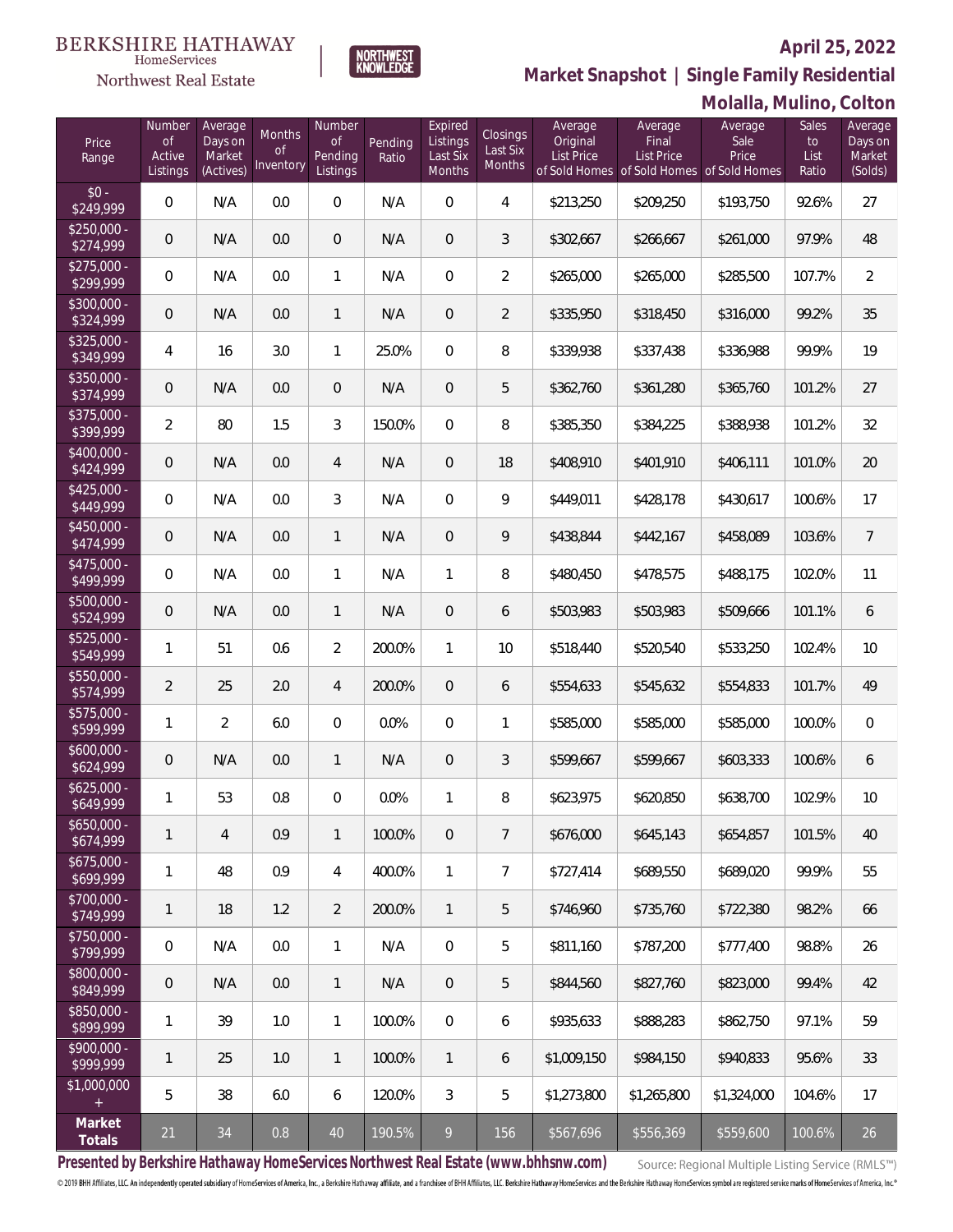BERKSHIRE HATHAWAY HomeServices Northwest Real Estate | NORTHWEST KNOWLEDGE

**April 25, 2022**

## Market Snapshot | Single Family Residential

### Molalla, Mulino, Colton

| Price Range | Number of Active Listings | Average Days on Market (Actives) | Months of Inventory | Number of Pending Listings | Pending Ratio | Expired Listings Last Six Months | Closings Last Six Months | Average Original List Price of Sold Homes | Average Final List Price of Sold Homes | Average Sale Price of Sold Homes | Sales to List Ratio | Average Days on Market (Solds) |
|---|---|---|---|---|---|---|---|---|---|---|---|---|
| $0 - $249,999 | 0 | N/A | 0.0 | 0 | N/A | 0 | 4 | $213,250 | $209,250 | $193,750 | 92.6% | 27 |
| $250,000 - $274,999 | 0 | N/A | 0.0 | 0 | N/A | 0 | 3 | $302,667 | $266,667 | $261,000 | 97.9% | 48 |
| $275,000 - $299,999 | 0 | N/A | 0.0 | 1 | N/A | 0 | 2 | $265,000 | $265,000 | $285,500 | 107.7% | 2 |
| $300,000 - $324,999 | 0 | N/A | 0.0 | 1 | N/A | 0 | 2 | $335,950 | $318,450 | $316,000 | 99.2% | 35 |
| $325,000 - $349,999 | 4 | 16 | 3.0 | 1 | 25.0% | 0 | 8 | $339,938 | $337,438 | $336,988 | 99.9% | 19 |
| $350,000 - $374,999 | 0 | N/A | 0.0 | 0 | N/A | 0 | 5 | $362,760 | $361,280 | $365,760 | 101.2% | 27 |
| $375,000 - $399,999 | 2 | 80 | 1.5 | 3 | 150.0% | 0 | 8 | $385,350 | $384,225 | $388,938 | 101.2% | 32 |
| $400,000 - $424,999 | 0 | N/A | 0.0 | 4 | N/A | 0 | 18 | $408,910 | $401,910 | $406,111 | 101.0% | 20 |
| $425,000 - $449,999 | 0 | N/A | 0.0 | 3 | N/A | 0 | 9 | $449,011 | $428,178 | $430,617 | 100.6% | 17 |
| $450,000 - $474,999 | 0 | N/A | 0.0 | 1 | N/A | 0 | 9 | $438,844 | $442,167 | $458,089 | 103.6% | 7 |
| $475,000 - $499,999 | 0 | N/A | 0.0 | 1 | N/A | 1 | 8 | $480,450 | $478,575 | $488,175 | 102.0% | 11 |
| $500,000 - $524,999 | 0 | N/A | 0.0 | 1 | N/A | 0 | 6 | $503,983 | $503,983 | $509,666 | 101.1% | 6 |
| $525,000 - $549,999 | 1 | 51 | 0.6 | 2 | 200.0% | 1 | 10 | $518,440 | $520,540 | $533,250 | 102.4% | 10 |
| $550,000 - $574,999 | 2 | 25 | 2.0 | 4 | 200.0% | 0 | 6 | $554,633 | $545,632 | $554,833 | 101.7% | 49 |
| $575,000 - $599,999 | 1 | 2 | 6.0 | 0 | 0.0% | 0 | 1 | $585,000 | $585,000 | $585,000 | 100.0% | 0 |
| $600,000 - $624,999 | 0 | N/A | 0.0 | 1 | N/A | 0 | 3 | $599,667 | $599,667 | $603,333 | 100.6% | 6 |
| $625,000 - $649,999 | 1 | 53 | 0.8 | 0 | 0.0% | 1 | 8 | $623,975 | $620,850 | $638,700 | 102.9% | 10 |
| $650,000 - $674,999 | 1 | 4 | 0.9 | 1 | 100.0% | 0 | 7 | $676,000 | $645,143 | $654,857 | 101.5% | 40 |
| $675,000 - $699,999 | 1 | 48 | 0.9 | 4 | 400.0% | 1 | 7 | $727,414 | $689,550 | $689,020 | 99.9% | 55 |
| $700,000 - $749,999 | 1 | 18 | 1.2 | 2 | 200.0% | 1 | 5 | $746,960 | $735,760 | $722,380 | 98.2% | 66 |
| $750,000 - $799,999 | 0 | N/A | 0.0 | 1 | N/A | 0 | 5 | $811,160 | $787,200 | $777,400 | 98.8% | 26 |
| $800,000 - $849,999 | 0 | N/A | 0.0 | 1 | N/A | 0 | 5 | $844,560 | $827,760 | $823,000 | 99.4% | 42 |
| $850,000 - $899,999 | 1 | 39 | 1.0 | 1 | 100.0% | 0 | 6 | $935,633 | $888,283 | $862,750 | 97.1% | 59 |
| $900,000 - $999,999 | 1 | 25 | 1.0 | 1 | 100.0% | 1 | 6 | $1,009,150 | $984,150 | $940,833 | 95.6% | 33 |
| $1,000,000 + | 5 | 38 | 6.0 | 6 | 120.0% | 3 | 5 | $1,273,800 | $1,265,800 | $1,324,000 | 104.6% | 17 |
| **Market Totals** | 21 | 34 | 0.8 | 40 | 190.5% | 9 | 156 | $567,696 | $556,369 | $559,600 | 100.6% | 26 |

**Presented by Berkshire Hathaway HomeServices Northwest Real Estate (www.bhhsnw.com)**

Source: Regional Multiple Listing Service (RMLS™)

© 2019 BHH Affiliates, LLC. An independently operated subsidiary of HomeServices of America, Inc., a Berkshire Hathaway affiliate, and a franchisee of BHH Affiliates, LLC. Berkshire Hathaway HomeServices and the Berkshire Hathaway HomeServices symbol are registered service marks of HomeServices of America, Inc.®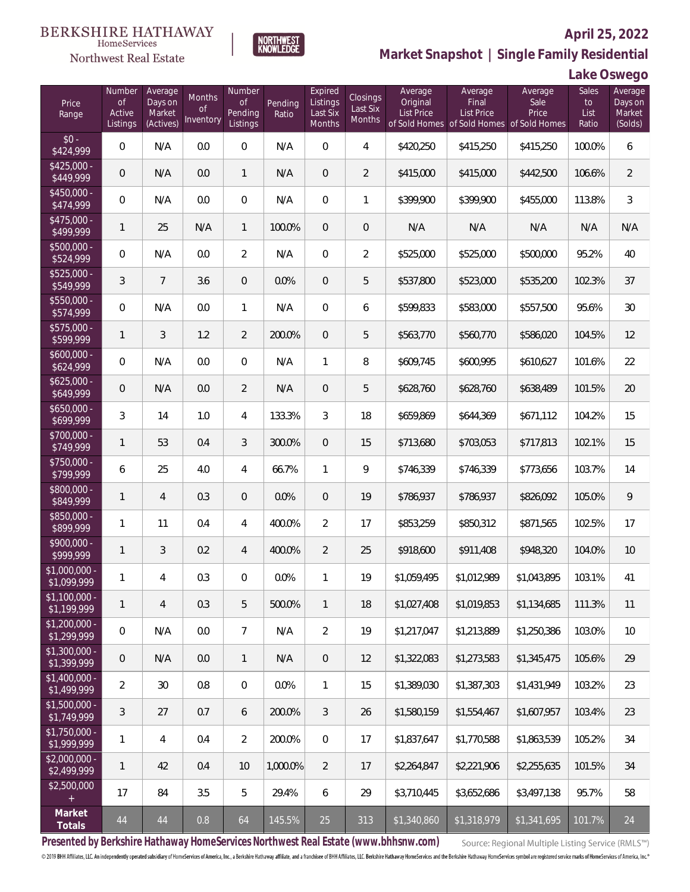BERKSHIRE HATHAWAY HomeServices Northwest Real Estate | NORTHWEST KNOWLEDGE

**April 25, 2022**

## Market Snapshot | Single Family Residential

### Lake Oswego

| Price Range | Number of Active Listings | Average Days on Market (Actives) | Months of Inventory | Number of Pending Listings | Pending Ratio | Expired Listings Last Six Months | Closings Last Six Months | Average Original List Price of Sold Homes | Average Final List Price of Sold Homes | Average Sale Price of Sold Homes | Sales to List Ratio | Average Days on Market (Solds) |
|---|---|---|---|---|---|---|---|---|---|---|---|---|
| $0 - $424,999 | 0 | N/A | 0.0 | 0 | N/A | 0 | 4 | $420,250 | $415,250 | $415,250 | 100.0% | 6 |
| $425,000 - $449,999 | 0 | N/A | 0.0 | 1 | N/A | 0 | 2 | $415,000 | $415,000 | $442,500 | 106.6% | 2 |
| $450,000 - $474,999 | 0 | N/A | 0.0 | 0 | N/A | 0 | 1 | $399,900 | $399,900 | $455,000 | 113.8% | 3 |
| $475,000 - $499,999 | 1 | 25 | N/A | 1 | 100.0% | 0 | 0 | N/A | N/A | N/A | N/A | N/A |
| $500,000 - $524,999 | 0 | N/A | 0.0 | 2 | N/A | 0 | 2 | $525,000 | $525,000 | $500,000 | 95.2% | 40 |
| $525,000 - $549,999 | 3 | 7 | 3.6 | 0 | 0.0% | 0 | 5 | $537,800 | $523,000 | $535,200 | 102.3% | 37 |
| $550,000 - $574,999 | 0 | N/A | 0.0 | 1 | N/A | 0 | 6 | $599,833 | $583,000 | $557,500 | 95.6% | 30 |
| $575,000 - $599,999 | 1 | 3 | 1.2 | 2 | 200.0% | 0 | 5 | $563,770 | $560,770 | $586,020 | 104.5% | 12 |
| $600,000 - $624,999 | 0 | N/A | 0.0 | 0 | N/A | 1 | 8 | $609,745 | $600,995 | $610,627 | 101.6% | 22 |
| $625,000 - $649,999 | 0 | N/A | 0.0 | 2 | N/A | 0 | 5 | $628,760 | $628,760 | $638,489 | 101.5% | 20 |
| $650,000 - $699,999 | 3 | 14 | 1.0 | 4 | 133.3% | 3 | 18 | $659,869 | $644,369 | $671,112 | 104.2% | 15 |
| $700,000 - $749,999 | 1 | 53 | 0.4 | 3 | 300.0% | 0 | 15 | $713,680 | $703,053 | $717,813 | 102.1% | 15 |
| $750,000 - $799,999 | 6 | 25 | 4.0 | 4 | 66.7% | 1 | 9 | $746,339 | $746,339 | $773,656 | 103.7% | 14 |
| $800,000 - $849,999 | 1 | 4 | 0.3 | 0 | 0.0% | 0 | 19 | $786,937 | $786,937 | $826,092 | 105.0% | 9 |
| $850,000 - $899,999 | 1 | 11 | 0.4 | 4 | 400.0% | 2 | 17 | $853,259 | $850,312 | $871,565 | 102.5% | 17 |
| $900,000 - $999,999 | 1 | 3 | 0.2 | 4 | 400.0% | 2 | 25 | $918,600 | $911,408 | $948,320 | 104.0% | 10 |
| $1,000,000 - $1,099,999 | 1 | 4 | 0.3 | 0 | 0.0% | 1 | 19 | $1,059,495 | $1,012,989 | $1,043,895 | 103.1% | 41 |
| $1,100,000 - $1,199,999 | 1 | 4 | 0.3 | 5 | 500.0% | 1 | 18 | $1,027,408 | $1,019,853 | $1,134,685 | 111.3% | 11 |
| $1,200,000 - $1,299,999 | 0 | N/A | 0.0 | 7 | N/A | 2 | 19 | $1,217,047 | $1,213,889 | $1,250,386 | 103.0% | 10 |
| $1,300,000 - $1,399,999 | 0 | N/A | 0.0 | 1 | N/A | 0 | 12 | $1,322,083 | $1,273,583 | $1,345,475 | 105.6% | 29 |
| $1,400,000 - $1,499,999 | 2 | 30 | 0.8 | 0 | 0.0% | 1 | 15 | $1,389,030 | $1,387,303 | $1,431,949 | 103.2% | 23 |
| $1,500,000 - $1,749,999 | 3 | 27 | 0.7 | 6 | 200.0% | 3 | 26 | $1,580,159 | $1,554,467 | $1,607,957 | 103.4% | 23 |
| $1,750,000 - $1,999,999 | 1 | 4 | 0.4 | 2 | 200.0% | 0 | 17 | $1,837,647 | $1,770,588 | $1,863,539 | 105.2% | 34 |
| $2,000,000 - $2,499,999 | 1 | 42 | 0.4 | 10 | 1,000.0% | 2 | 17 | $2,264,847 | $2,221,906 | $2,255,635 | 101.5% | 34 |
| $2,500,000 + | 17 | 84 | 3.5 | 5 | 29.4% | 6 | 29 | $3,710,445 | $3,652,686 | $3,497,138 | 95.7% | 58 |
| **Market Totals** | 44 | 44 | 0.8 | 64 | 145.5% | 25 | 313 | $1,340,860 | $1,318,979 | $1,341,695 | 101.7% | 24 |

**Presented by Berkshire Hathaway HomeServices Northwest Real Estate (www.bhhsnw.com)** Source: Regional Multiple Listing Service (RMLS™)

© 2019 BHH Affiliates, LLC. An independently operated subsidiary of HomeServices of America, Inc., a Berkshire Hathaway affiliate, and a franchisee of BHH Affiliates, LLC. Berkshire Hathaway HomeServices and the Berkshire Hathaway HomeServices symbol are registered service marks of HomeServices of America, Inc.®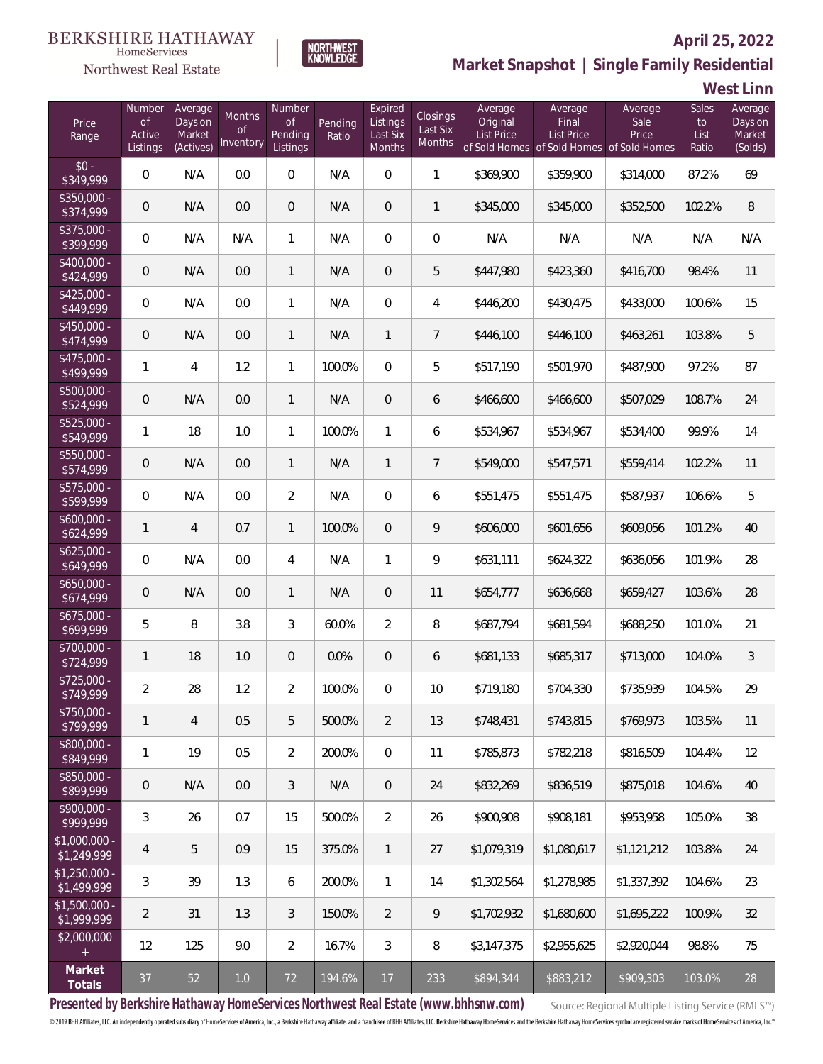BERKSHIRE HATHAWAY HomeServices Northwest Real Estate | NORTHWEST KNOWLEDGE

**April 25, 2022**

## Market Snapshot | Single Family Residential

### West Linn

| Price Range | Number of Active Listings | Average Days on Market (Actives) | Months of Inventory | Number of Pending Listings | Pending Ratio | Expired Listings Last Six Months | Closings Last Six Months | Average Original List Price of Sold Homes | Average Final List Price of Sold Homes | Average Sale Price of Sold Homes | Sales to List Ratio | Average Days on Market (Solds) |
|---|---|---|---|---|---|---|---|---|---|---|---|---|
| $0 - $349,999 | 0 | N/A | 0.0 | 0 | N/A | 0 | 1 | $369,900 | $359,900 | $314,000 | 87.2% | 69 |
| $350,000 - $374,999 | 0 | N/A | 0.0 | 0 | N/A | 0 | 1 | $345,000 | $345,000 | $352,500 | 102.2% | 8 |
| $375,000 - $399,999 | 0 | N/A | N/A | 1 | N/A | 0 | 0 | N/A | N/A | N/A | N/A | N/A |
| $400,000 - $424,999 | 0 | N/A | 0.0 | 1 | N/A | 0 | 5 | $447,980 | $423,360 | $416,700 | 98.4% | 11 |
| $425,000 - $449,999 | 0 | N/A | 0.0 | 1 | N/A | 0 | 4 | $446,200 | $430,475 | $433,000 | 100.6% | 15 |
| $450,000 - $474,999 | 0 | N/A | 0.0 | 1 | N/A | 1 | 7 | $446,100 | $446,100 | $463,261 | 103.8% | 5 |
| $475,000 - $499,999 | 1 | 4 | 1.2 | 1 | 100.0% | 0 | 5 | $517,190 | $501,970 | $487,900 | 97.2% | 87 |
| $500,000 - $524,999 | 0 | N/A | 0.0 | 1 | N/A | 0 | 6 | $466,600 | $466,600 | $507,029 | 108.7% | 24 |
| $525,000 - $549,999 | 1 | 18 | 1.0 | 1 | 100.0% | 1 | 6 | $534,967 | $534,967 | $534,400 | 99.9% | 14 |
| $550,000 - $574,999 | 0 | N/A | 0.0 | 1 | N/A | 1 | 7 | $549,000 | $547,571 | $559,414 | 102.2% | 11 |
| $575,000 - $599,999 | 0 | N/A | 0.0 | 2 | N/A | 0 | 6 | $551,475 | $551,475 | $587,937 | 106.6% | 5 |
| $600,000 - $624,999 | 1 | 4 | 0.7 | 1 | 100.0% | 0 | 9 | $606,000 | $601,656 | $609,056 | 101.2% | 40 |
| $625,000 - $649,999 | 0 | N/A | 0.0 | 4 | N/A | 1 | 9 | $631,111 | $624,322 | $636,056 | 101.9% | 28 |
| $650,000 - $674,999 | 0 | N/A | 0.0 | 1 | N/A | 0 | 11 | $654,777 | $636,668 | $659,427 | 103.6% | 28 |
| $675,000 - $699,999 | 5 | 8 | 3.8 | 3 | 60.0% | 2 | 8 | $687,794 | $681,594 | $688,250 | 101.0% | 21 |
| $700,000 - $724,999 | 1 | 18 | 1.0 | 0 | 0.0% | 0 | 6 | $681,133 | $685,317 | $713,000 | 104.0% | 3 |
| $725,000 - $749,999 | 2 | 28 | 1.2 | 2 | 100.0% | 0 | 10 | $719,180 | $704,330 | $735,939 | 104.5% | 29 |
| $750,000 - $799,999 | 1 | 4 | 0.5 | 5 | 500.0% | 2 | 13 | $748,431 | $743,815 | $769,973 | 103.5% | 11 |
| $800,000 - $849,999 | 1 | 19 | 0.5 | 2 | 200.0% | 0 | 11 | $785,873 | $782,218 | $816,509 | 104.4% | 12 |
| $850,000 - $899,999 | 0 | N/A | 0.0 | 3 | N/A | 0 | 24 | $832,269 | $836,519 | $875,018 | 104.6% | 40 |
| $900,000 - $999,999 | 3 | 26 | 0.7 | 15 | 500.0% | 2 | 26 | $900,908 | $908,181 | $953,958 | 105.0% | 38 |
| $1,000,000 - $1,249,999 | 4 | 5 | 0.9 | 15 | 375.0% | 1 | 27 | $1,079,319 | $1,080,617 | $1,121,212 | 103.8% | 24 |
| $1,250,000 - $1,499,999 | 3 | 39 | 1.3 | 6 | 200.0% | 1 | 14 | $1,302,564 | $1,278,985 | $1,337,392 | 104.6% | 23 |
| $1,500,000 - $1,999,999 | 2 | 31 | 1.3 | 3 | 150.0% | 2 | 9 | $1,702,932 | $1,680,600 | $1,695,222 | 100.9% | 32 |
| $2,000,000 + | 12 | 125 | 9.0 | 2 | 16.7% | 3 | 8 | $3,147,375 | $2,955,625 | $2,920,044 | 98.8% | 75 |
| **Market Totals** | 37 | 52 | 1.0 | 72 | 194.6% | 17 | 233 | $894,344 | $883,212 | $909,303 | 103.0% | 28 |

**Presented by Berkshire Hathaway HomeServices Northwest Real Estate (www.bhhsnw.com)**

Source: Regional Multiple Listing Service (RMLS™)

© 2019 BHH Affiliates, LLC. An independently operated subsidiary of HomeServices of America, Inc., a Berkshire Hathaway affiliate, and a franchisee of BHH Affiliates, LLC. Berkshire Hathaway HomeServices and the Berkshire Hathaway HomeServices symbol are registered service marks of HomeServices of America, Inc.®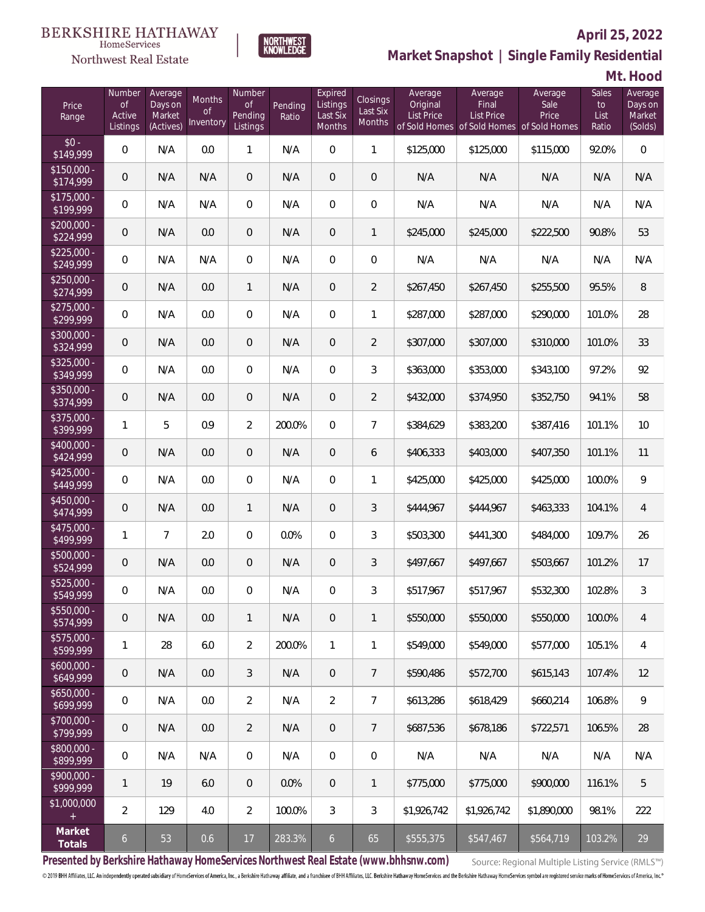BERKSHIRE HATHAWAY HomeServices Northwest Real Estate

NORTHWEST KNOWLEDGE

**April 25, 2022**

## Market Snapshot | Single Family Residential

### Mt. Hood

| Price Range | Number of Active Listings | Average Days on Market (Actives) | Months of Inventory | Number of Pending Listings | Pending Ratio | Expired Listings Last Six Months | Closings Last Six Months | Average Original List Price of Sold Homes | Average Final List Price of Sold Homes | Average Sale Price of Sold Homes | Sales to List Ratio | Average Days on Market (Solds) |
|---|---|---|---|---|---|---|---|---|---|---|---|---|
| $0 - $149,999 | 0 | N/A | 0.0 | 1 | N/A | 0 | 1 | $125,000 | $125,000 | $115,000 | 92.0% | 0 |
| $150,000 - $174,999 | 0 | N/A | N/A | 0 | N/A | 0 | 0 | N/A | N/A | N/A | N/A | N/A |
| $175,000 - $199,999 | 0 | N/A | N/A | 0 | N/A | 0 | 0 | N/A | N/A | N/A | N/A | N/A |
| $200,000 - $224,999 | 0 | N/A | 0.0 | 0 | N/A | 0 | 1 | $245,000 | $245,000 | $222,500 | 90.8% | 53 |
| $225,000 - $249,999 | 0 | N/A | N/A | 0 | N/A | 0 | 0 | N/A | N/A | N/A | N/A | N/A |
| $250,000 - $274,999 | 0 | N/A | 0.0 | 1 | N/A | 0 | 2 | $267,450 | $267,450 | $255,500 | 95.5% | 8 |
| $275,000 - $299,999 | 0 | N/A | 0.0 | 0 | N/A | 0 | 1 | $287,000 | $287,000 | $290,000 | 101.0% | 28 |
| $300,000 - $324,999 | 0 | N/A | 0.0 | 0 | N/A | 0 | 2 | $307,000 | $307,000 | $310,000 | 101.0% | 33 |
| $325,000 - $349,999 | 0 | N/A | 0.0 | 0 | N/A | 0 | 3 | $363,000 | $353,000 | $343,100 | 97.2% | 92 |
| $350,000 - $374,999 | 0 | N/A | 0.0 | 0 | N/A | 0 | 2 | $432,000 | $374,950 | $352,750 | 94.1% | 58 |
| $375,000 - $399,999 | 1 | 5 | 0.9 | 2 | 200.0% | 0 | 7 | $384,629 | $383,200 | $387,416 | 101.1% | 10 |
| $400,000 - $424,999 | 0 | N/A | 0.0 | 0 | N/A | 0 | 6 | $406,333 | $403,000 | $407,350 | 101.1% | 11 |
| $425,000 - $449,999 | 0 | N/A | 0.0 | 0 | N/A | 0 | 1 | $425,000 | $425,000 | $425,000 | 100.0% | 9 |
| $450,000 - $474,999 | 0 | N/A | 0.0 | 1 | N/A | 0 | 3 | $444,967 | $444,967 | $463,333 | 104.1% | 4 |
| $475,000 - $499,999 | 1 | 7 | 2.0 | 0 | 0.0% | 0 | 3 | $503,300 | $441,300 | $484,000 | 109.7% | 26 |
| $500,000 - $524,999 | 0 | N/A | 0.0 | 0 | N/A | 0 | 3 | $497,667 | $497,667 | $503,667 | 101.2% | 17 |
| $525,000 - $549,999 | 0 | N/A | 0.0 | 0 | N/A | 0 | 3 | $517,967 | $517,967 | $532,300 | 102.8% | 3 |
| $550,000 - $574,999 | 0 | N/A | 0.0 | 1 | N/A | 0 | 1 | $550,000 | $550,000 | $550,000 | 100.0% | 4 |
| $575,000 - $599,999 | 1 | 28 | 6.0 | 2 | 200.0% | 1 | 1 | $549,000 | $549,000 | $577,000 | 105.1% | 4 |
| $600,000 - $649,999 | 0 | N/A | 0.0 | 3 | N/A | 0 | 7 | $590,486 | $572,700 | $615,143 | 107.4% | 12 |
| $650,000 - $699,999 | 0 | N/A | 0.0 | 2 | N/A | 2 | 7 | $613,286 | $618,429 | $660,214 | 106.8% | 9 |
| $700,000 - $799,999 | 0 | N/A | 0.0 | 2 | N/A | 0 | 7 | $687,536 | $678,186 | $722,571 | 106.5% | 28 |
| $800,000 - $899,999 | 0 | N/A | N/A | 0 | N/A | 0 | 0 | N/A | N/A | N/A | N/A | N/A |
| $900,000 - $999,999 | 1 | 19 | 6.0 | 0 | 0.0% | 0 | 1 | $775,000 | $775,000 | $900,000 | 116.1% | 5 |
| $1,000,000 + | 2 | 129 | 4.0 | 2 | 100.0% | 3 | 3 | $1,926,742 | $1,926,742 | $1,890,000 | 98.1% | 222 |
| **Market Totals** | 6 | 53 | 0.6 | 17 | 283.3% | 6 | 65 | $555,375 | $547,467 | $564,719 | 103.2% | 29 |

**Presented by Berkshire Hathaway HomeServices Northwest Real Estate (www.bhhsnw.com)**

Source: Regional Multiple Listing Service (RMLS™)

© 2019 BHH Affiliates, LLC. An independently operated subsidiary of HomeServices of America, Inc., a Berkshire Hathaway affiliate, and a franchisee of BHH Affiliates, LLC. Berkshire Hathaway HomeServices and the Berkshire Hathaway HomeServices symbol are registered service marks of HomeServices of America, Inc.®